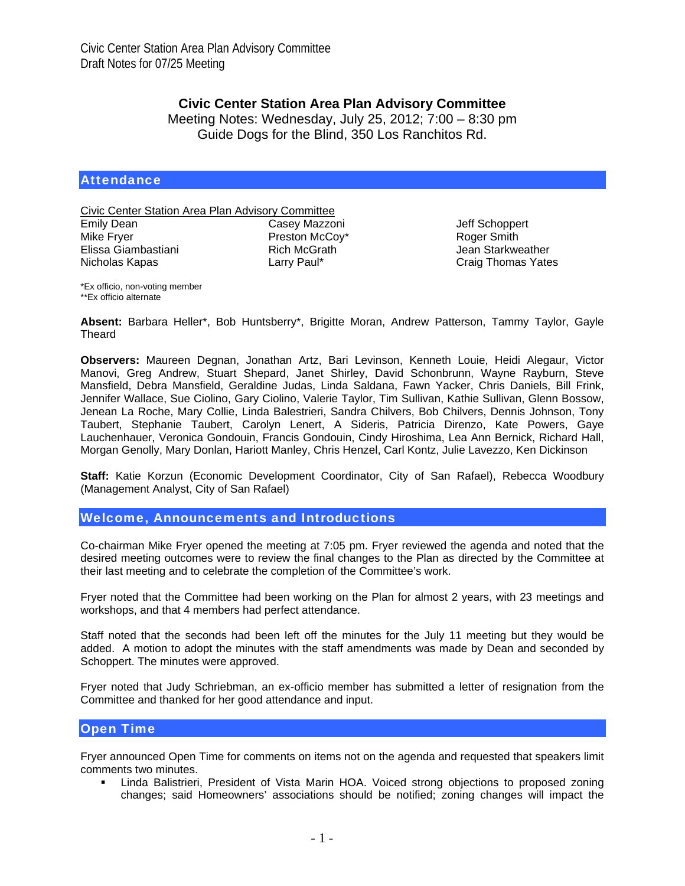# Civic Center Station Area Plan Advisory Committee

Meeting Notes: Wednesday, July 25, 2012; 7:00 – 8:30 pm
Guide Dogs for the Blind, 350 Los Ranchitos Rd.

## Attendance

Civic Center Station Area Plan Advisory Committee

| | | |
|---|---|---|
| Emily Dean | Casey Mazzoni | Jeff Schoppert |
| Mike Fryer | Preston McCoy* | Roger Smith |
| Elissa Giambastiani | Rich McGrath | Jean Starkweather |
| Nicholas Kapas | Larry Paul* | Craig Thomas Yates |

*Ex officio, non-voting member
**Ex officio alternate

**Absent:** Barbara Heller*, Bob Huntsberry*, Brigitte Moran, Andrew Patterson, Tammy Taylor, Gayle Theard

**Observers:** Maureen Degnan, Jonathan Artz, Bari Levinson, Kenneth Louie, Heidi Alegaur, Victor Manovi, Greg Andrew, Stuart Shepard, Janet Shirley, David Schonbrunn, Wayne Rayburn, Steve Mansfield, Debra Mansfield, Geraldine Judas, Linda Saldana, Fawn Yacker, Chris Daniels, Bill Frink, Jennifer Wallace, Sue Ciolino, Gary Ciolino, Valerie Taylor, Tim Sullivan, Kathie Sullivan, Glenn Bossow, Jenean La Roche, Mary Collie, Linda Balestrieri, Sandra Chilvers, Bob Chilvers, Dennis Johnson, Tony Taubert, Stephanie Taubert, Carolyn Lenert, A Siderís, Patricia Direnzo, Kate Powers, Gaye Lauchenhauer, Veronica Gondouin, Francis Gondouin, Cindy Hiroshima, Lea Ann Bernick, Richard Hall, Morgan Genolly, Mary Donlan, Hariott Manley, Chris Henzel, Carl Kontz, Julie Lavezzo, Ken Dickinson

**Staff:** Katie Korzun (Economic Development Coordinator, City of San Rafael), Rebecca Woodbury (Management Analyst, City of San Rafael)

## Welcome, Announcements and Introductions

Co-chairman Mike Fryer opened the meeting at 7:05 pm. Fryer reviewed the agenda and noted that the desired meeting outcomes were to review the final changes to the Plan as directed by the Committee at their last meeting and to celebrate the completion of the Committee's work.

Fryer noted that the Committee had been working on the Plan for almost 2 years, with 23 meetings and workshops, and that 4 members had perfect attendance.

Staff noted that the seconds had been left off the minutes for the July 11 meeting but they would be added. A motion to adopt the minutes with the staff amendments was made by Dean and seconded by Schoppert. The minutes were approved.

Fryer noted that Judy Schriebman, an ex-officio member has submitted a letter of resignation from the Committee and thanked for her good attendance and input.

## Open Time

Fryer announced Open Time for comments on items not on the agenda and requested that speakers limit comments two minutes.

- Linda Balistrieri, President of Vista Marin HOA. Voiced strong objections to proposed zoning changes; said Homeowners' associations should be notified; zoning changes will impact the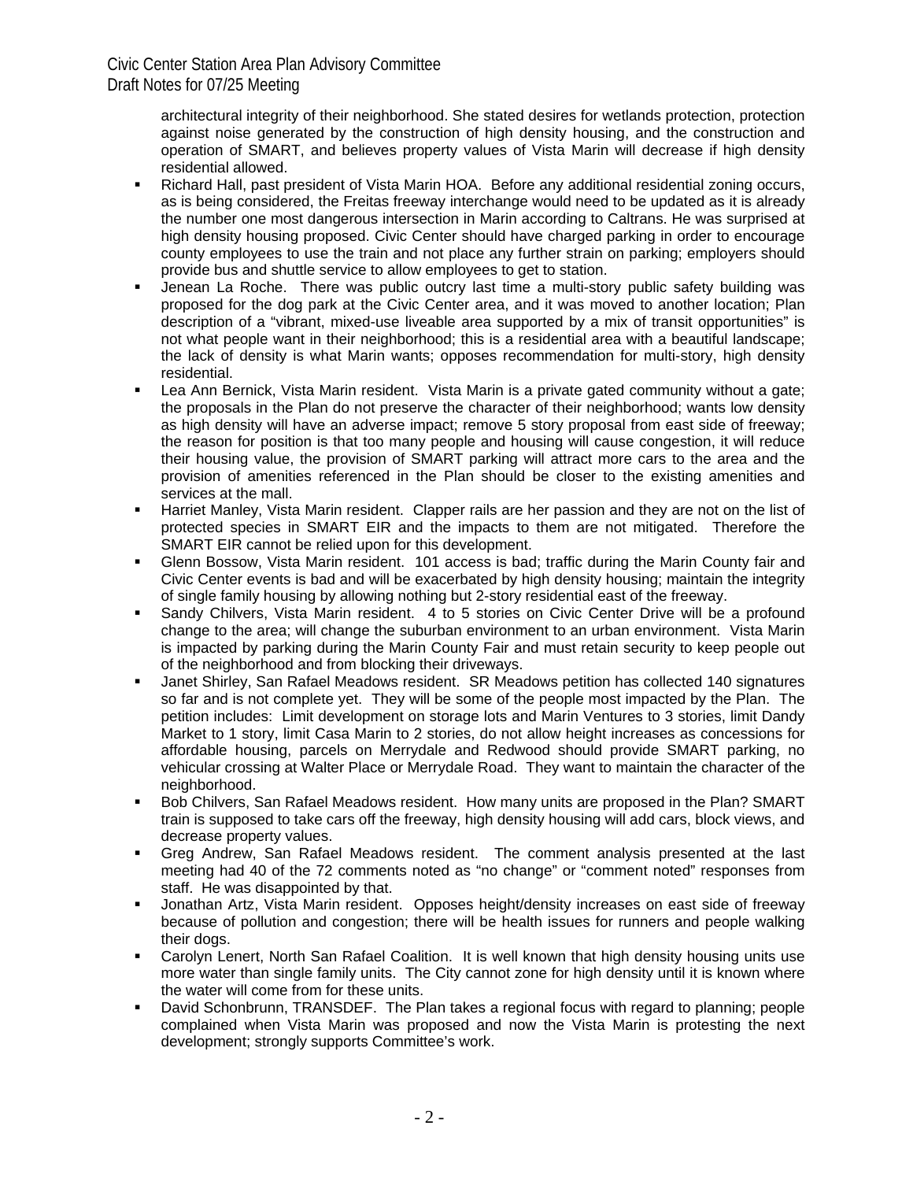architectural integrity of their neighborhood. She stated desires for wetlands protection, protection against noise generated by the construction of high density housing, and the construction and operation of SMART, and believes property values of Vista Marin will decrease if high density residential allowed.

- Richard Hall, past president of Vista Marin HOA. Before any additional residential zoning occurs, as is being considered, the Freitas freeway interchange would need to be updated as it is already the number one most dangerous intersection in Marin according to Caltrans. He was surprised at high density housing proposed. Civic Center should have charged parking in order to encourage county employees to use the train and not place any further strain on parking; employers should provide bus and shuttle service to allow employees to get to station.
- Jenean La Roche. There was public outcry last time a multi-story public safety building was proposed for the dog park at the Civic Center area, and it was moved to another location; Plan description of a "vibrant, mixed-use liveable area supported by a mix of transit opportunities" is not what people want in their neighborhood; this is a residential area with a beautiful landscape; the lack of density is what Marin wants; opposes recommendation for multi-story, high density residential.
- Lea Ann Bernick, Vista Marin resident. Vista Marin is a private gated community without a gate; the proposals in the Plan do not preserve the character of their neighborhood; wants low density as high density will have an adverse impact; remove 5 story proposal from east side of freeway; the reason for position is that too many people and housing will cause congestion, it will reduce their housing value, the provision of SMART parking will attract more cars to the area and the provision of amenities referenced in the Plan should be closer to the existing amenities and services at the mall.
- Harriet Manley, Vista Marin resident. Clapper rails are her passion and they are not on the list of protected species in SMART EIR and the impacts to them are not mitigated. Therefore the SMART EIR cannot be relied upon for this development.
- Glenn Bossow, Vista Marin resident. 101 access is bad; traffic during the Marin County fair and Civic Center events is bad and will be exacerbated by high density housing; maintain the integrity of single family housing by allowing nothing but 2-story residential east of the freeway.
- Sandy Chilvers, Vista Marin resident. 4 to 5 stories on Civic Center Drive will be a profound change to the area; will change the suburban environment to an urban environment. Vista Marin is impacted by parking during the Marin County Fair and must retain security to keep people out of the neighborhood and from blocking their driveways.
- Janet Shirley, San Rafael Meadows resident. SR Meadows petition has collected 140 signatures so far and is not complete yet. They will be some of the people most impacted by the Plan. The petition includes: Limit development on storage lots and Marin Ventures to 3 stories, limit Dandy Market to 1 story, limit Casa Marin to 2 stories, do not allow height increases as concessions for affordable housing, parcels on Merrydale and Redwood should provide SMART parking, no vehicular crossing at Walter Place or Merrydale Road. They want to maintain the character of the neighborhood.
- Bob Chilvers, San Rafael Meadows resident. How many units are proposed in the Plan? SMART train is supposed to take cars off the freeway, high density housing will add cars, block views, and decrease property values.
- Greg Andrew, San Rafael Meadows resident. The comment analysis presented at the last meeting had 40 of the 72 comments noted as "no change" or "comment noted" responses from staff. He was disappointed by that.
- Jonathan Artz, Vista Marin resident. Opposes height/density increases on east side of freeway because of pollution and congestion; there will be health issues for runners and people walking their dogs.
- Carolyn Lenert, North San Rafael Coalition. It is well known that high density housing units use more water than single family units. The City cannot zone for high density until it is known where the water will come from for these units.
- David Schonbrunn, TRANSDEF. The Plan takes a regional focus with regard to planning; people complained when Vista Marin was proposed and now the Vista Marin is protesting the next development; strongly supports Committee's work.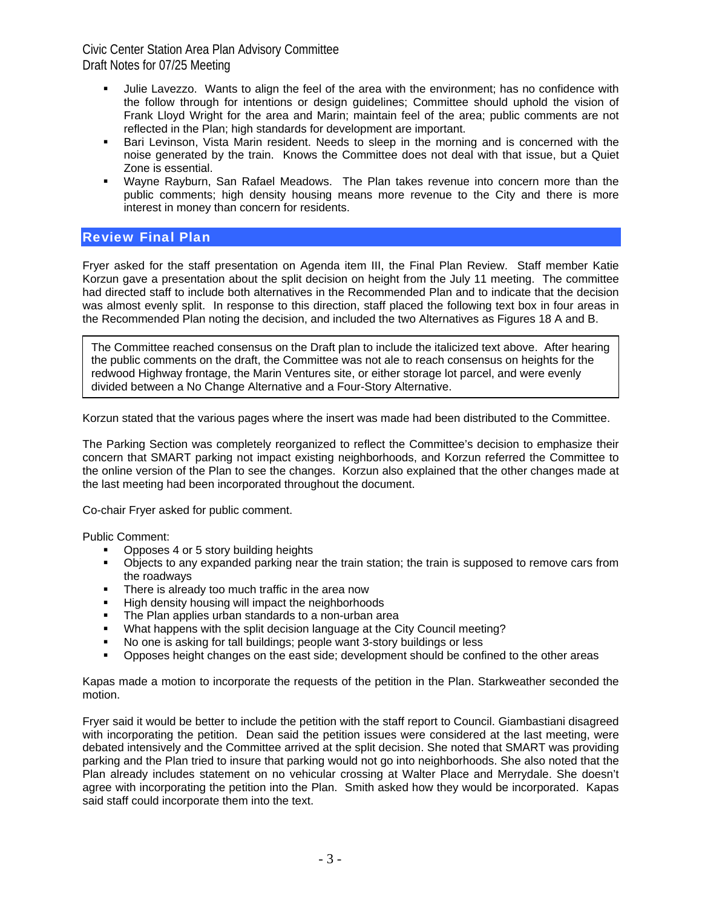- Julie Lavezzo. Wants to align the feel of the area with the environment; has no confidence with the follow through for intentions or design guidelines; Committee should uphold the vision of Frank Lloyd Wright for the area and Marin; maintain feel of the area; public comments are not reflected in the Plan; high standards for development are important.
- Bari Levinson, Vista Marin resident. Needs to sleep in the morning and is concerned with the noise generated by the train. Knows the Committee does not deal with that issue, but a Quiet Zone is essential.
- Wayne Rayburn, San Rafael Meadows. The Plan takes revenue into concern more than the public comments; high density housing means more revenue to the City and there is more interest in money than concern for residents.

## Review Final Plan

Fryer asked for the staff presentation on Agenda item III, the Final Plan Review. Staff member Katie Korzun gave a presentation about the split decision on height from the July 11 meeting. The committee had directed staff to include both alternatives in the Recommended Plan and to indicate that the decision was almost evenly split. In response to this direction, staff placed the following text box in four areas in the Recommended Plan noting the decision, and included the two Alternatives as Figures 18 A and B.

> The Committee reached consensus on the Draft plan to include the italicized text above. After hearing the public comments on the draft, the Committee was not ale to reach consensus on heights for the redwood Highway frontage, the Marin Ventures site, or either storage lot parcel, and were evenly divided between a No Change Alternative and a Four-Story Alternative.

Korzun stated that the various pages where the insert was made had been distributed to the Committee.

The Parking Section was completely reorganized to reflect the Committee's decision to emphasize their concern that SMART parking not impact existing neighborhoods, and Korzun referred the Committee to the online version of the Plan to see the changes. Korzun also explained that the other changes made at the last meeting had been incorporated throughout the document.

Co-chair Fryer asked for public comment.

Public Comment:

- Opposes 4 or 5 story building heights
- Objects to any expanded parking near the train station; the train is supposed to remove cars from the roadways
- There is already too much traffic in the area now
- High density housing will impact the neighborhoods
- The Plan applies urban standards to a non-urban area
- What happens with the split decision language at the City Council meeting?
- No one is asking for tall buildings; people want 3-story buildings or less
- Opposes height changes on the east side; development should be confined to the other areas

Kapas made a motion to incorporate the requests of the petition in the Plan. Starkweather seconded the motion.

Fryer said it would be better to include the petition with the staff report to Council. Giambastiani disagreed with incorporating the petition. Dean said the petition issues were considered at the last meeting, were debated intensively and the Committee arrived at the split decision. She noted that SMART was providing parking and the Plan tried to insure that parking would not go into neighborhoods. She also noted that the Plan already includes statement on no vehicular crossing at Walter Place and Merrydale. She doesn't agree with incorporating the petition into the Plan. Smith asked how they would be incorporated. Kapas said staff could incorporate them into the text.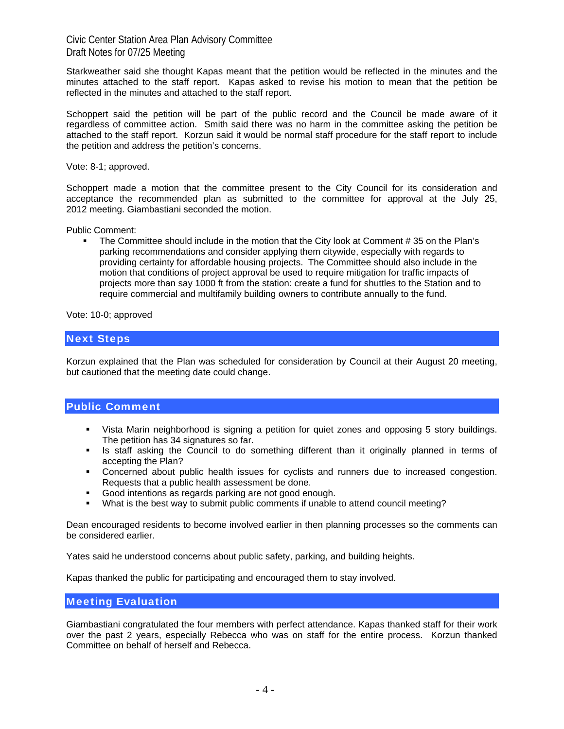Starkweather said she thought Kapas meant that the petition would be reflected in the minutes and the minutes attached to the staff report. Kapas asked to revise his motion to mean that the petition be reflected in the minutes and attached to the staff report.

Schoppert said the petition will be part of the public record and the Council be made aware of it regardless of committee action. Smith said there was no harm in the committee asking the petition be attached to the staff report. Korzun said it would be normal staff procedure for the staff report to include the petition and address the petition's concerns.

Vote: 8-1; approved.

Schoppert made a motion that the committee present to the City Council for its consideration and acceptance the recommended plan as submitted to the committee for approval at the July 25, 2012 meeting. Giambastiani seconded the motion.

Public Comment:

- The Committee should include in the motion that the City look at Comment # 35 on the Plan's parking recommendations and consider applying them citywide, especially with regards to providing certainty for affordable housing projects. The Committee should also include in the motion that conditions of project approval be used to require mitigation for traffic impacts of projects more than say 1000 ft from the station: create a fund for shuttles to the Station and to require commercial and multifamily building owners to contribute annually to the fund.

Vote: 10-0; approved

## Next Steps

Korzun explained that the Plan was scheduled for consideration by Council at their August 20 meeting, but cautioned that the meeting date could change.

## Public Comment

- Vista Marin neighborhood is signing a petition for quiet zones and opposing 5 story buildings. The petition has 34 signatures so far.
- Is staff asking the Council to do something different than it originally planned in terms of accepting the Plan?
- Concerned about public health issues for cyclists and runners due to increased congestion. Requests that a public health assessment be done.
- Good intentions as regards parking are not good enough.
- What is the best way to submit public comments if unable to attend council meeting?

Dean encouraged residents to become involved earlier in then planning processes so the comments can be considered earlier.

Yates said he understood concerns about public safety, parking, and building heights.

Kapas thanked the public for participating and encouraged them to stay involved.

## Meeting Evaluation

Giambastiani congratulated the four members with perfect attendance. Kapas thanked staff for their work over the past 2 years, especially Rebecca who was on staff for the entire process. Korzun thanked Committee on behalf of herself and Rebecca.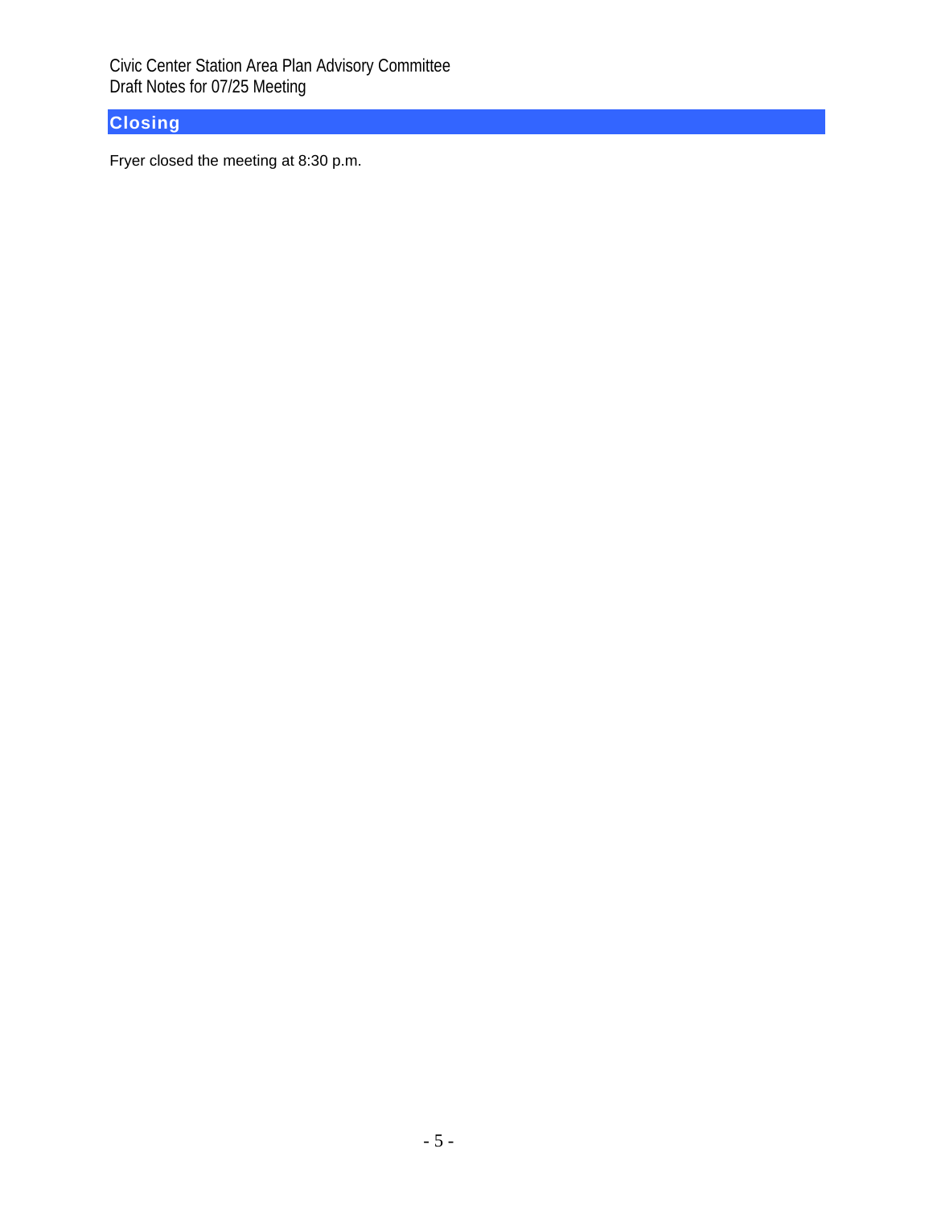## Closing

Fryer closed the meeting at 8:30 p.m.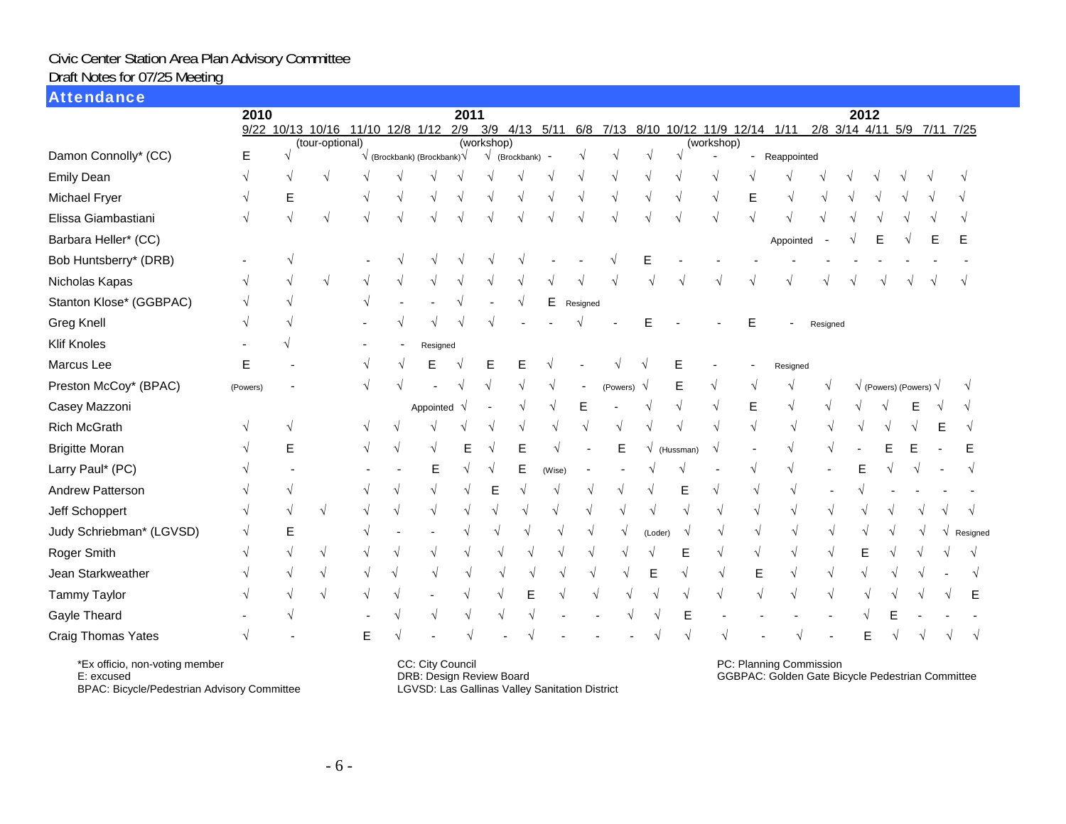Civic Center Station Area Plan Advisory Committee

Draft Notes for 07/25 Meeting

## Attendance

| | 2010 | | | | | 2011 | | | | | | | | | | | 2012 | | | | | | |
|---|---|---|---|---|---|---|---|---|---|---|---|---|---|---|---|---|---|---|---|---|---|---|---|
| | 9/22 | 10/13 | 10/16 (tour-optional) | 11/10 | 12/8 | 1/12 | 2/9 | 3/9 (workshop) | 4/13 | 5/11 | 6/8 | 7/13 | 8/10 | 10/12 | 11/9 (workshop) | 12/14 | 1/11 | 2/8 | 3/14 | 4/11 | 5/9 | 7/11 | 7/25 |
| Damon Connolly* (CC) | E | √ | | √ | (Brockbank) | (Brockbank) | √ | √ | (Brockbank) | - | √ | √ | √ | √ | - | - | Reappointed | | | | | | |
| Emily Dean | √ | √ | √ | √ | √ | √ | √ | √ | √ | √ | √ | √ | √ | √ | √ | √ | √ | √ | √ | √ | √ | √ | √ |
| Michael Fryer | √ | E | | √ | √ | √ | √ | √ | √ | √ | √ | √ | √ | √ | √ | E | √ | √ | √ | √ | √ | √ | √ |
| Elissa Giambastiani | √ | √ | √ | √ | √ | √ | √ | √ | √ | √ | √ | √ | √ | √ | √ | √ | √ | √ | √ | √ | √ | √ | √ |
| Barbara Heller* (CC) | | | | | | | | | | | | | | | | | Appointed | - | √ | E | √ | E | E |
| Bob Huntsberry* (DRB) | - | √ | | - | √ | √ | √ | √ | √ | - | - | √ | E | - | - | - | - | - | - | - | - | - | - |
| Nicholas Kapas | √ | √ | √ | √ | √ | √ | √ | √ | √ | √ | √ | √ | √ | √ | √ | √ | √ | √ | √ | √ | √ | √ | √ |
| Stanton Klose* (GGBPAC) | √ | √ | | √ | - | - | √ | - | √ | E | Resigned | | | | | | | | | | | | |
| Greg Knell | √ | √ | | - | √ | √ | √ | √ | - | - | √ | - | E | - | - | E | - | Resigned | | | | | |
| Klif Knoles | - | √ | | - | - | Resigned | | | | | | | | | | | | | | | | | |
| Marcus Lee | E | - | | √ | √ | E | √ | E | E | √ | - | √ | √ | E | - | - | Resigned | | | | | | |
| Preston McCoy* (BPAC) | (Powers) | - | | √ | √ | - | √ | √ | √ | √ | - | (Powers) | √ | E | √ | √ | √ | √ | √ | (Powers) | (Powers) | √ | √ |
| Casey Mazzoni | | | | | | Appointed | √ | - | √ | √ | E | - | √ | √ | √ | E | √ | √ | √ | √ | E | √ | √ |
| Rich McGrath | √ | √ | | √ | √ | √ | √ | √ | √ | √ | √ | √ | √ | √ | √ | √ | √ | √ | √ | √ | √ | E | √ |
| Brigitte Moran | √ | E | | √ | √ | √ | E | √ | E | √ | - | E | √ | (Hussman) | √ | - | √ | √ | - | E | E | - | E |
| Larry Paul* (PC) | √ | - | | - | - | E | √ | √ | E | (Wise) | - | - | √ | √ | - | √ | √ | - | E | √ | √ | - | √ |
| Andrew Patterson | √ | √ | | √ | √ | √ | √ | E | √ | √ | √ | √ | √ | E | √ | √ | √ | - | √ | - | - | - | - |
| Jeff Schoppert | √ | √ | √ | √ | √ | √ | √ | √ | √ | √ | √ | √ | √ | √ | √ | √ | √ | √ | √ | √ | √ | √ | √ |
| Judy Schriebman* (LGVSD) | √ | E | | √ | - | - | √ | √ | √ | √ | √ | √ | (Loder) | √ | √ | √ | √ | √ | √ | √ | √ | √ | Resigned |
| Roger Smith | √ | √ | √ | √ | √ | √ | √ | √ | √ | √ | √ | √ | √ | E | √ | √ | √ | √ | E | √ | √ | √ | √ |
| Jean Starkweather | √ | √ | √ | √ | √ | √ | √ | √ | √ | √ | √ | √ | E | √ | √ | E | √ | √ | √ | √ | √ | - | √ |
| Tammy Taylor | √ | √ | √ | √ | √ | - | √ | √ | E | √ | √ | √ | √ | √ | √ | √ | √ | √ | √ | √ | √ | √ | E |
| Gayle Theard | - | √ | | - | √ | √ | √ | √ | √ | - | - | √ | √ | E | - | - | - | - | √ | E | - | - | - |
| Craig Thomas Yates | √ | - | | E | √ | - | √ | - | √ | - | - | - | √ | √ | √ | - | √ | - | E | √ | √ | √ | √ |

*Ex officio, non-voting member
E: excused
BPAC: Bicycle/Pedestrian Advisory Committee

CC: City Council
DRB: Design Review Board
LGVSD: Las Gallinas Valley Sanitation District

PC: Planning Commission
GGBPAC: Golden Gate Bicycle Pedestrian Committee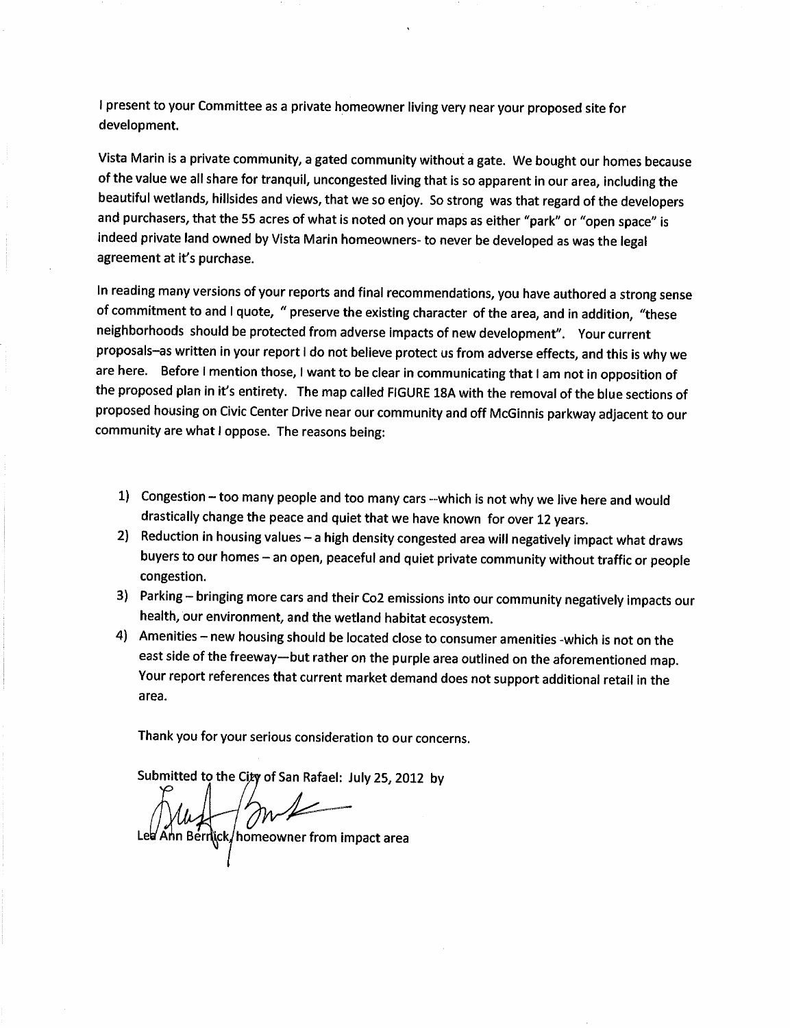I present to your Committee as a private homeowner living very near your proposed site for development.

Vista Marin is a private community, a gated community without a gate. We bought our homes because of the value we all share for tranquil, uncongested living that is so apparent in our area, including the beautiful wetlands, hillsides and views, that we so enjoy. So strong was that regard of the developers and purchasers, that the 55 acres of what is noted on your maps as either "park" or "open space" is indeed private land owned by Vista Marin homeowners- to never be developed as was the legal agreement at it's purchase.

In reading many versions of your reports and final recommendations, you have authored a strong sense of commitment to and I quote, " preserve the existing character of the area, and in addition, "these neighborhoods should be protected from adverse impacts of new development". Your current proposals–as written in your report I do not believe protect us from adverse effects, and this is why we are here. Before I mention those, I want to be clear in communicating that I am not in opposition of the proposed plan in it's entirety. The map called FIGURE 18A with the removal of the blue sections of proposed housing on Civic Center Drive near our community and off McGinnis parkway adjacent to our community are what I oppose. The reasons being:

1) Congestion – too many people and too many cars --which is not why we live here and would drastically change the peace and quiet that we have known for over 12 years.
2) Reduction in housing values – a high density congested area will negatively impact what draws buyers to our homes – an open, peaceful and quiet private community without traffic or people congestion.
3) Parking – bringing more cars and their Co2 emissions into our community negatively impacts our health, our environment, and the wetland habitat ecosystem.
4) Amenities – new housing should be located close to consumer amenities -which is not on the east side of the freeway—but rather on the purple area outlined on the aforementioned map. Your report references that current market demand does not support additional retail in the area.

Thank you for your serious consideration to our concerns.

Submitted to the City of San Rafael: July 25, 2012 by

Lee Ann Berrick, homeowner from impact area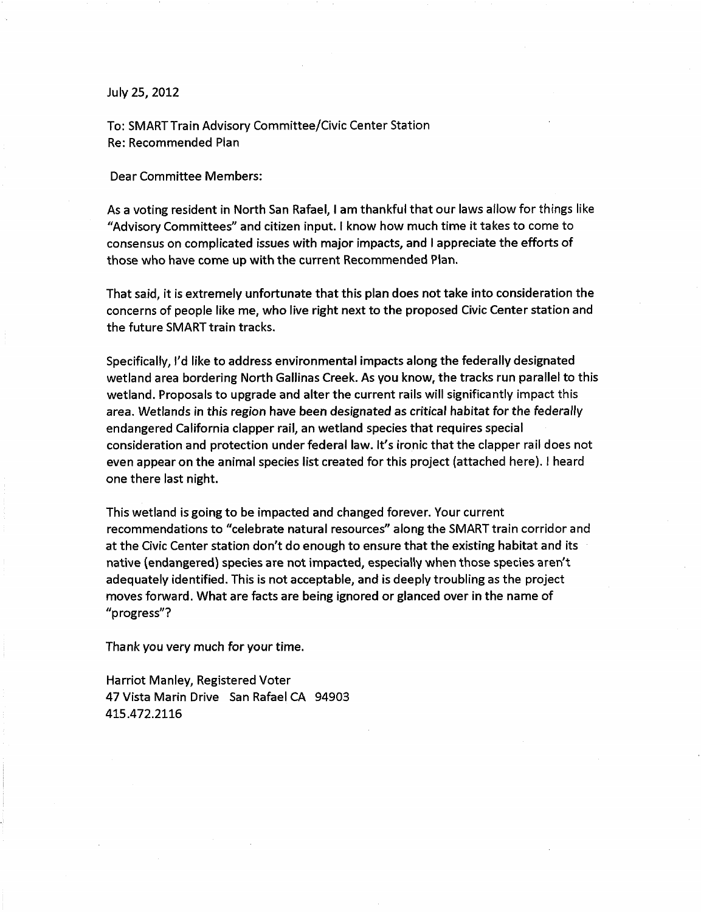July 25, 2012

To: SMART Train Advisory Committee/Civic Center Station
Re: Recommended Plan

Dear Committee Members:

As a voting resident in North San Rafael, I am thankful that our laws allow for things like "Advisory Committees" and citizen input. I know how much time it takes to come to consensus on complicated issues with major impacts, and I appreciate the efforts of those who have come up with the current Recommended Plan.

That said, it is extremely unfortunate that this plan does not take into consideration the concerns of people like me, who live right next to the proposed Civic Center station and the future SMART train tracks.

Specifically, I'd like to address environmental impacts along the federally designated wetland area bordering North Gallinas Creek. As you know, the tracks run parallel to this wetland. Proposals to upgrade and alter the current rails will significantly impact this area. *Wetlands in this region have been designated as critical habitat for the federally endangered California clapper rail*, an wetland species that requires special consideration and protection under federal law. It's ironic that the clapper rail does not even appear on the animal species list created for this project (attached here). I heard one there last night.

This wetland is going to be impacted and changed forever. Your current recommendations to "celebrate natural resources" along the SMART train corridor and at the Civic Center station don't do enough to ensure that the existing habitat and its native (endangered) species are not impacted, especially when those species aren't adequately identified. This is not acceptable, and is deeply troubling as the project moves forward. What are facts are being ignored or glanced over in the name of "progress"?

Thank you very much for your time.

Harriot Manley, Registered Voter
47 Vista Marin Drive San Rafael CA 94903
415.472.2116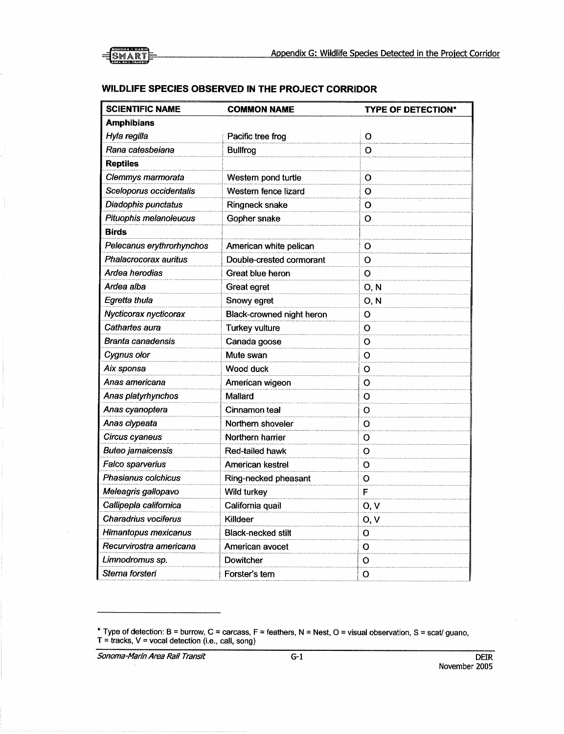## WILDLIFE SPECIES OBSERVED IN THE PROJECT CORRIDOR

| SCIENTIFIC NAME | COMMON NAME | TYPE OF DETECTION* |
|---|---|---|
| **Amphibians** | | |
| *Hyla regilla* | Pacific tree frog | O |
| *Rana catesbeiana* | Bullfrog | O |
| **Reptiles** | | |
| *Clemmys marmorata* | Western pond turtle | O |
| *Sceloporus occidentalis* | Western fence lizard | O |
| *Diadophis punctatus* | Ringneck snake | O |
| *Pituophis melanoleucus* | Gopher snake | O |
| **Birds** | | |
| *Pelecanus erythrorhynchos* | American white pelican | O |
| *Phalacrocorax auritus* | Double-crested cormorant | O |
| *Ardea herodias* | Great blue heron | O |
| *Ardea alba* | Great egret | O, N |
| *Egretta thula* | Snowy egret | O, N |
| *Nycticorax nycticorax* | Black-crowned night heron | O |
| *Cathartes aura* | Turkey vulture | O |
| *Branta canadensis* | Canada goose | O |
| *Cygnus olor* | Mute swan | O |
| *Aix sponsa* | Wood duck | O |
| *Anas americana* | American wigeon | O |
| *Anas platyrhynchos* | Mallard | O |
| *Anas cyanoptera* | Cinnamon teal | O |
| *Anas clypeata* | Northern shoveler | O |
| *Circus cyaneus* | Northern harrier | O |
| *Buteo jamaicensis* | Red-tailed hawk | O |
| *Falco sparverius* | American kestrel | O |
| *Phasianus colchicus* | Ring-necked pheasant | O |
| *Meleagris gallopavo* | Wild turkey | F |
| *Callipepla californica* | California quail | O, V |
| *Charadrius vociferus* | Killdeer | O, V |
| *Himantopus mexicanus* | Black-necked stilt | O |
| *Recurvirostra americana* | American avocet | O |
| *Limnodromus sp.* | Dowitcher | O |
| *Sterna forsteri* | Forster's tern | O |

\* Type of detection: B = burrow, C = carcass, F = feathers, N = Nest, O = visual observation, S = scat/ guano, T = tracks, V = vocal detection (i.e., call, song)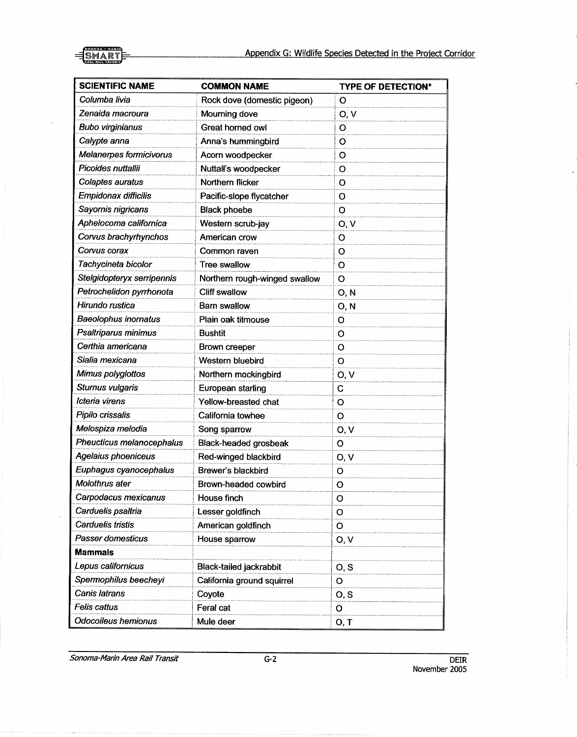| SCIENTIFIC NAME | COMMON NAME | TYPE OF DETECTION* |
|---|---|---|
| *Columba livia* | Rock dove (domestic pigeon) | O |
| *Zenaida macroura* | Mourning dove | O, V |
| *Bubo virginianus* | Great horned owl | O |
| *Calypte anna* | Anna's hummingbird | O |
| *Melanerpes formicivorus* | Acorn woodpecker | O |
| *Picoides nuttallii* | Nuttall's woodpecker | O |
| *Colaptes auratus* | Northern flicker | O |
| *Empidonax difficilis* | Pacific-slope flycatcher | O |
| *Sayornis nigricans* | Black phoebe | O |
| *Aphelocoma californica* | Western scrub-jay | O, V |
| *Corvus brachyrhynchos* | American crow | O |
| *Corvus corax* | Common raven | O |
| *Tachycineta bicolor* | Tree swallow | O |
| *Stelgidopteryx serripennis* | Northern rough-winged swallow | O |
| *Petrochelidon pyrrhonota* | Cliff swallow | O, N |
| *Hirundo rustica* | Barn swallow | O, N |
| *Baeolophus inornatus* | Plain oak titmouse | O |
| *Psaltriparus minimus* | Bushtit | O |
| *Certhia americana* | Brown creeper | O |
| *Sialia mexicana* | Western bluebird | O |
| *Mimus polyglottos* | Northern mockingbird | O, V |
| *Sturnus vulgaris* | European starling | C |
| *Icteria virens* | Yellow-breasted chat | O |
| *Pipilo crissalis* | California towhee | O |
| *Melospiza melodia* | Song sparrow | O, V |
| *Pheucticus melanocephalus* | Black-headed grosbeak | O |
| *Agelaius phoeniceus* | Red-winged blackbird | O, V |
| *Euphagus cyanocephalus* | Brewer's blackbird | O |
| *Molothrus ater* | Brown-headed cowbird | O |
| *Carpodacus mexicanus* | House finch | O |
| *Carduelis psaltria* | Lesser goldfinch | O |
| *Carduelis tristis* | American goldfinch | O |
| *Passer domesticus* | House sparrow | O, V |
| **Mammals** | | |
| *Lepus californicus* | Black-tailed jackrabbit | O, S |
| *Spermophilus beecheyi* | California ground squirrel | O |
| *Canis latrans* | Coyote | O, S |
| *Felis cattus* | Feral cat | O |
| *Odocoileus hemionus* | Mule deer | O, T |